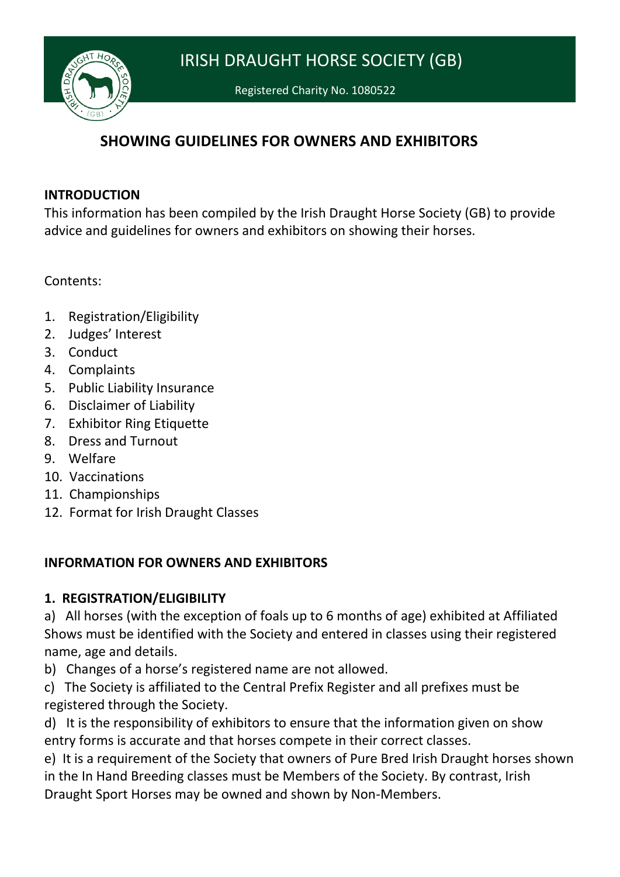# IRISH DRAUGHT HORSE SOCIETY (GB)

Registered Charity No. 1080522

## SHOWING GUIDELINES FOR OWNERS AND EXHIBITORS

### INTRODUCTION

This information has been compiled by the Irish Draught Horse Society (GB) to provide advice and guidelines for owners and exhibitors on showing their horses.

Contents:

1. Registration/Eligibility
2. Judges' Interest
3. Conduct
4. Complaints
5. Public Liability Insurance
6. Disclaimer of Liability
7. Exhibitor Ring Etiquette
8. Dress and Turnout
9. Welfare
10. Vaccinations
11. Championships
12. Format for Irish Draught Classes

### INFORMATION FOR OWNERS AND EXHIBITORS

### 1. REGISTRATION/ELIGIBILITY

a) All horses (with the exception of foals up to 6 months of age) exhibited at Affiliated Shows must be identified with the Society and entered in classes using their registered name, age and details.

b) Changes of a horse's registered name are not allowed.

c) The Society is affiliated to the Central Prefix Register and all prefixes must be registered through the Society.

d) It is the responsibility of exhibitors to ensure that the information given on show entry forms is accurate and that horses compete in their correct classes.

e) It is a requirement of the Society that owners of Pure Bred Irish Draught horses shown in the In Hand Breeding classes must be Members of the Society. By contrast, Irish Draught Sport Horses may be owned and shown by Non-Members.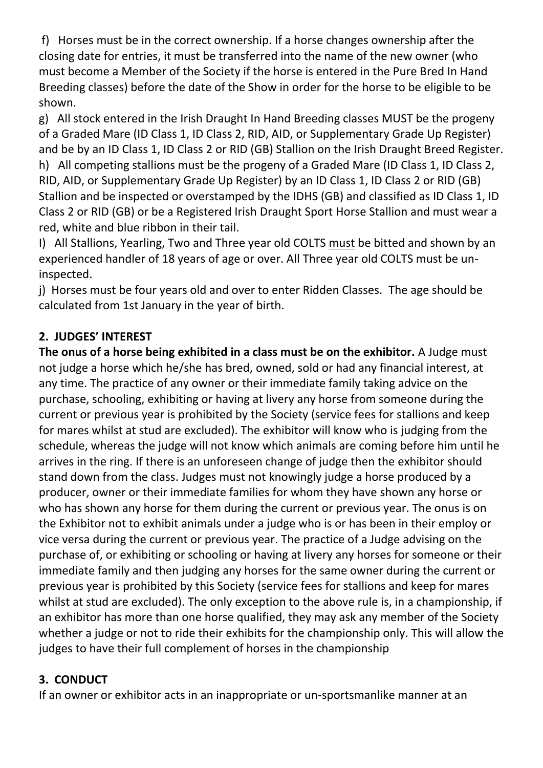f) Horses must be in the correct ownership. If a horse changes ownership after the closing date for entries, it must be transferred into the name of the new owner (who must become a Member of the Society if the horse is entered in the Pure Bred In Hand Breeding classes) before the date of the Show in order for the horse to be eligible to be shown.

g) All stock entered in the Irish Draught In Hand Breeding classes MUST be the progeny of a Graded Mare (ID Class 1, ID Class 2, RID, AID, or Supplementary Grade Up Register) and be by an ID Class 1, ID Class 2 or RID (GB) Stallion on the Irish Draught Breed Register.

h) All competing stallions must be the progeny of a Graded Mare (ID Class 1, ID Class 2, RID, AID, or Supplementary Grade Up Register) by an ID Class 1, ID Class 2 or RID (GB) Stallion and be inspected or overstamped by the IDHS (GB) and classified as ID Class 1, ID Class 2 or RID (GB) or be a Registered Irish Draught Sport Horse Stallion and must wear a red, white and blue ribbon in their tail.

I) All Stallions, Yearling, Two and Three year old COLTS <u>must</u> be bitted and shown by an experienced handler of 18 years of age or over. All Three year old COLTS must be un-inspected.

j) Horses must be four years old and over to enter Ridden Classes. The age should be calculated from 1st January in the year of birth.

## 2. JUDGES' INTEREST

**The onus of a horse being exhibited in a class must be on the exhibitor.** A Judge must not judge a horse which he/she has bred, owned, sold or had any financial interest, at any time. The practice of any owner or their immediate family taking advice on the purchase, schooling, exhibiting or having at livery any horse from someone during the current or previous year is prohibited by the Society (service fees for stallions and keep for mares whilst at stud are excluded). The exhibitor will know who is judging from the schedule, whereas the judge will not know which animals are coming before him until he arrives in the ring. If there is an unforeseen change of judge then the exhibitor should stand down from the class. Judges must not knowingly judge a horse produced by a producer, owner or their immediate families for whom they have shown any horse or who has shown any horse for them during the current or previous year. The onus is on the Exhibitor not to exhibit animals under a judge who is or has been in their employ or vice versa during the current or previous year. The practice of a Judge advising on the purchase of, or exhibiting or schooling or having at livery any horses for someone or their immediate family and then judging any horses for the same owner during the current or previous year is prohibited by this Society (service fees for stallions and keep for mares whilst at stud are excluded). The only exception to the above rule is, in a championship, if an exhibitor has more than one horse qualified, they may ask any member of the Society whether a judge or not to ride their exhibits for the championship only. This will allow the judges to have their full complement of horses in the championship

## 3. CONDUCT

If an owner or exhibitor acts in an inappropriate or un-sportsmanlike manner at an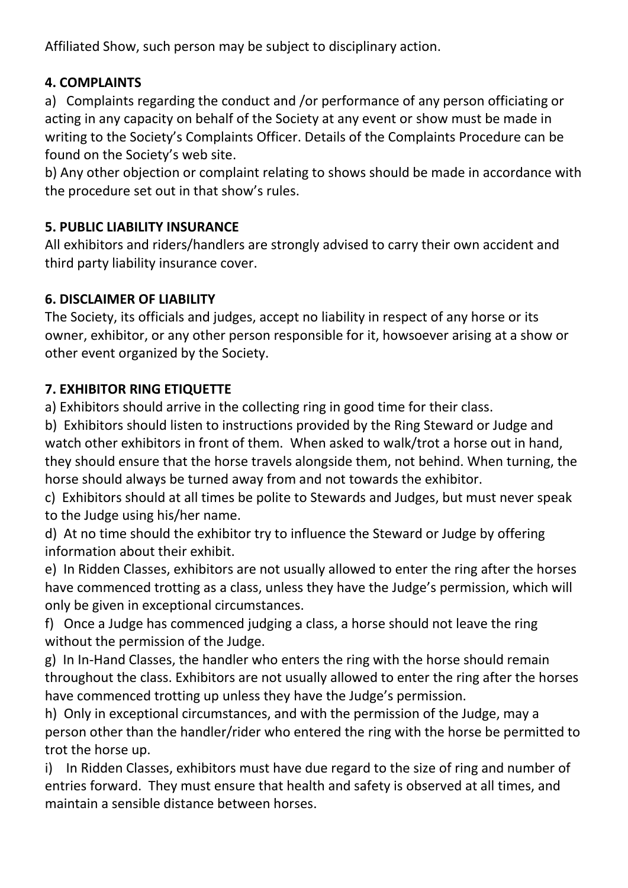Affiliated Show, such person may be subject to disciplinary action.

**4. COMPLAINTS**

a) Complaints regarding the conduct and /or performance of any person officiating or acting in any capacity on behalf of the Society at any event or show must be made in writing to the Society's Complaints Officer. Details of the Complaints Procedure can be found on the Society's web site.

b) Any other objection or complaint relating to shows should be made in accordance with the procedure set out in that show's rules.

**5. PUBLIC LIABILITY INSURANCE**

All exhibitors and riders/handlers are strongly advised to carry their own accident and third party liability insurance cover.

**6. DISCLAIMER OF LIABILITY**

The Society, its officials and judges, accept no liability in respect of any horse or its owner, exhibitor, or any other person responsible for it, howsoever arising at a show or other event organized by the Society.

**7. EXHIBITOR RING ETIQUETTE**

a) Exhibitors should arrive in the collecting ring in good time for their class.

b) Exhibitors should listen to instructions provided by the Ring Steward or Judge and watch other exhibitors in front of them. When asked to walk/trot a horse out in hand, they should ensure that the horse travels alongside them, not behind. When turning, the horse should always be turned away from and not towards the exhibitor.

c) Exhibitors should at all times be polite to Stewards and Judges, but must never speak to the Judge using his/her name.

d) At no time should the exhibitor try to influence the Steward or Judge by offering information about their exhibit.

e) In Ridden Classes, exhibitors are not usually allowed to enter the ring after the horses have commenced trotting as a class, unless they have the Judge's permission, which will only be given in exceptional circumstances.

f) Once a Judge has commenced judging a class, a horse should not leave the ring without the permission of the Judge.

g) In In-Hand Classes, the handler who enters the ring with the horse should remain throughout the class. Exhibitors are not usually allowed to enter the ring after the horses have commenced trotting up unless they have the Judge's permission.

h) Only in exceptional circumstances, and with the permission of the Judge, may a person other than the handler/rider who entered the ring with the horse be permitted to trot the horse up.

i) In Ridden Classes, exhibitors must have due regard to the size of ring and number of entries forward. They must ensure that health and safety is observed at all times, and maintain a sensible distance between horses.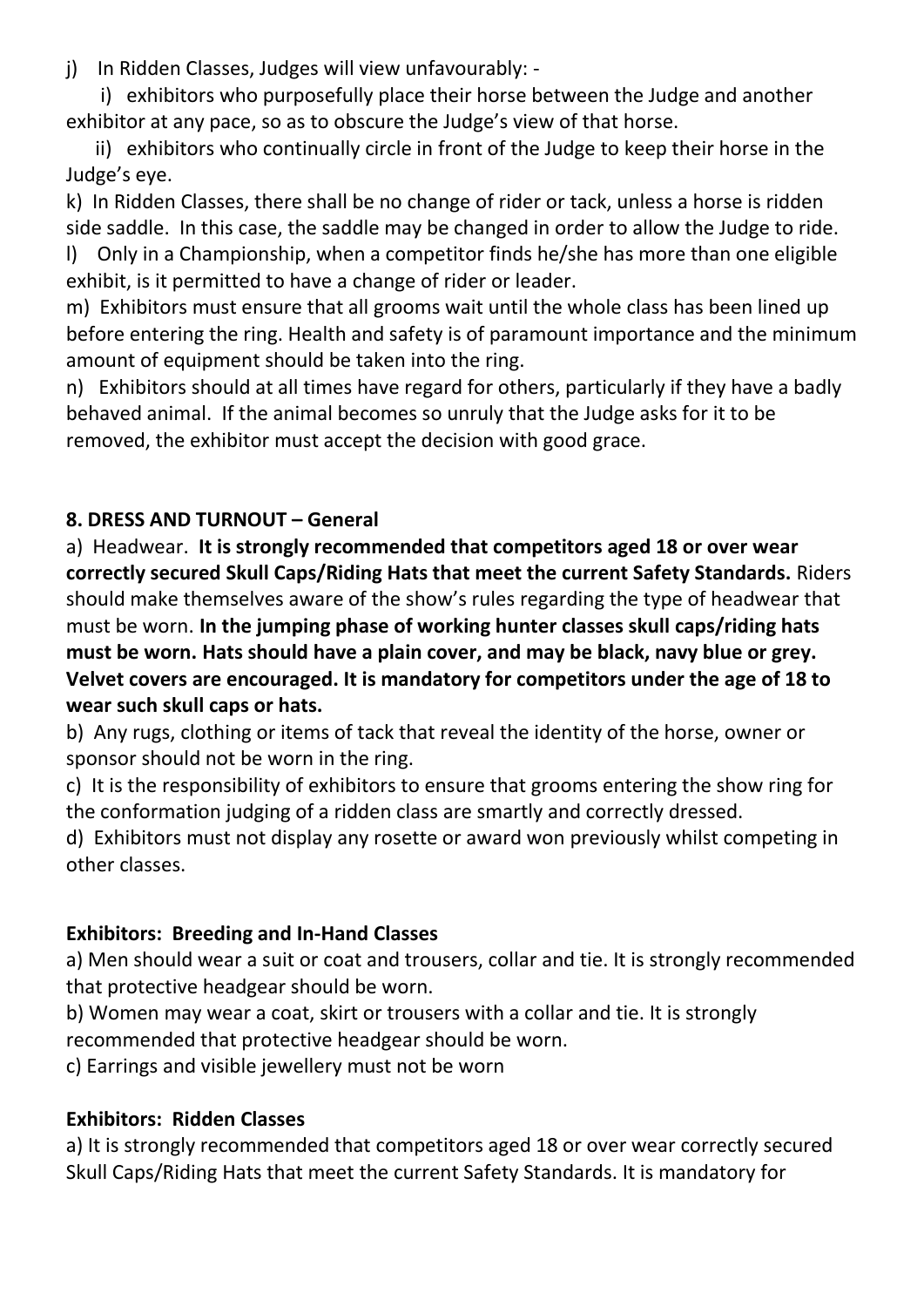j) In Ridden Classes, Judges will view unfavourably: -

i) exhibitors who purposefully place their horse between the Judge and another exhibitor at any pace, so as to obscure the Judge's view of that horse.

ii) exhibitors who continually circle in front of the Judge to keep their horse in the Judge's eye.

k) In Ridden Classes, there shall be no change of rider or tack, unless a horse is ridden side saddle. In this case, the saddle may be changed in order to allow the Judge to ride.

l) Only in a Championship, when a competitor finds he/she has more than one eligible exhibit, is it permitted to have a change of rider or leader.

m) Exhibitors must ensure that all grooms wait until the whole class has been lined up before entering the ring. Health and safety is of paramount importance and the minimum amount of equipment should be taken into the ring.

n) Exhibitors should at all times have regard for others, particularly if they have a badly behaved animal. If the animal becomes so unruly that the Judge asks for it to be removed, the exhibitor must accept the decision with good grace.

**8. DRESS AND TURNOUT – General**

a) Headwear. **It is strongly recommended that competitors aged 18 or over wear correctly secured Skull Caps/Riding Hats that meet the current Safety Standards.** Riders should make themselves aware of the show's rules regarding the type of headwear that must be worn. **In the jumping phase of working hunter classes skull caps/riding hats must be worn. Hats should have a plain cover, and may be black, navy blue or grey. Velvet covers are encouraged. It is mandatory for competitors under the age of 18 to wear such skull caps or hats.**

b) Any rugs, clothing or items of tack that reveal the identity of the horse, owner or sponsor should not be worn in the ring.

c) It is the responsibility of exhibitors to ensure that grooms entering the show ring for the conformation judging of a ridden class are smartly and correctly dressed.

d) Exhibitors must not display any rosette or award won previously whilst competing in other classes.

**Exhibitors: Breeding and In-Hand Classes**

a) Men should wear a suit or coat and trousers, collar and tie. It is strongly recommended that protective headgear should be worn.

b) Women may wear a coat, skirt or trousers with a collar and tie. It is strongly recommended that protective headgear should be worn.

c) Earrings and visible jewellery must not be worn

**Exhibitors: Ridden Classes**

a) It is strongly recommended that competitors aged 18 or over wear correctly secured Skull Caps/Riding Hats that meet the current Safety Standards. It is mandatory for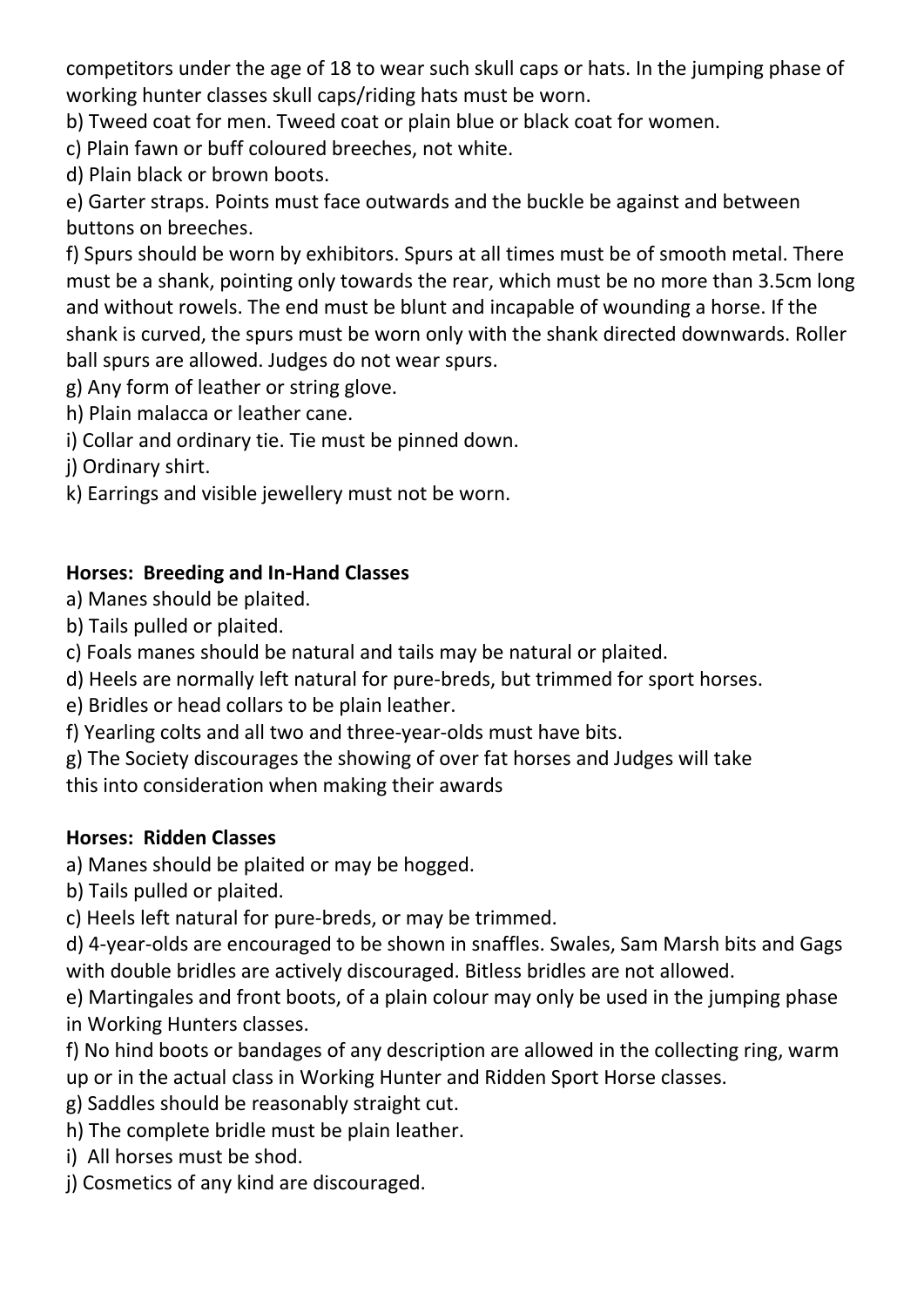competitors under the age of 18 to wear such skull caps or hats. In the jumping phase of working hunter classes skull caps/riding hats must be worn.

b) Tweed coat for men. Tweed coat or plain blue or black coat for women.

c) Plain fawn or buff coloured breeches, not white.

d) Plain black or brown boots.

e) Garter straps. Points must face outwards and the buckle be against and between buttons on breeches.

f) Spurs should be worn by exhibitors. Spurs at all times must be of smooth metal. There must be a shank, pointing only towards the rear, which must be no more than 3.5cm long and without rowels. The end must be blunt and incapable of wounding a horse. If the shank is curved, the spurs must be worn only with the shank directed downwards. Roller ball spurs are allowed. Judges do not wear spurs.

g) Any form of leather or string glove.

h) Plain malacca or leather cane.

i) Collar and ordinary tie. Tie must be pinned down.

j) Ordinary shirt.

k) Earrings and visible jewellery must not be worn.

**Horses: Breeding and In-Hand Classes**

a) Manes should be plaited.

b) Tails pulled or plaited.

c) Foals manes should be natural and tails may be natural or plaited.

d) Heels are normally left natural for pure-breds, but trimmed for sport horses.

e) Bridles or head collars to be plain leather.

f) Yearling colts and all two and three-year-olds must have bits.

g) The Society discourages the showing of over fat horses and Judges will take this into consideration when making their awards

**Horses: Ridden Classes**

a) Manes should be plaited or may be hogged.

b) Tails pulled or plaited.

c) Heels left natural for pure-breds, or may be trimmed.

d) 4-year-olds are encouraged to be shown in snaffles. Swales, Sam Marsh bits and Gags with double bridles are actively discouraged. Bitless bridles are not allowed.

e) Martingales and front boots, of a plain colour may only be used in the jumping phase in Working Hunters classes.

f) No hind boots or bandages of any description are allowed in the collecting ring, warm up or in the actual class in Working Hunter and Ridden Sport Horse classes.

g) Saddles should be reasonably straight cut.

h) The complete bridle must be plain leather.

i) All horses must be shod.

j) Cosmetics of any kind are discouraged.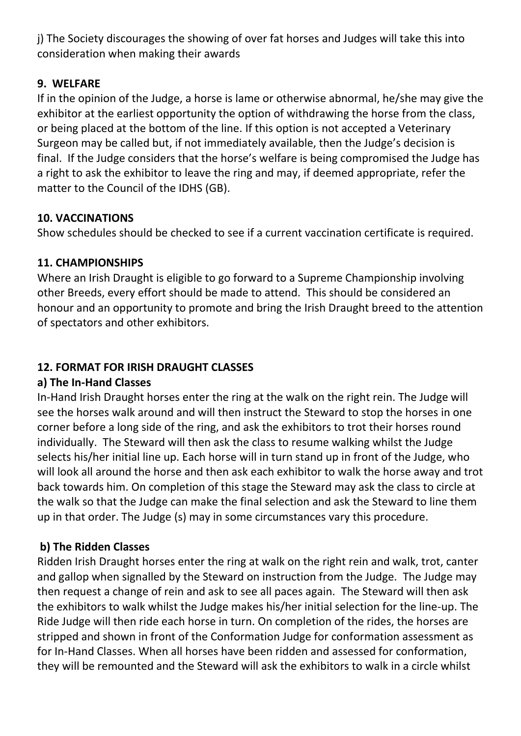j) The Society discourages the showing of over fat horses and Judges will take this into consideration when making their awards

## 9. WELFARE

If in the opinion of the Judge, a horse is lame or otherwise abnormal, he/she may give the exhibitor at the earliest opportunity the option of withdrawing the horse from the class, or being placed at the bottom of the line. If this option is not accepted a Veterinary Surgeon may be called but, if not immediately available, then the Judge's decision is final. If the Judge considers that the horse's welfare is being compromised the Judge has a right to ask the exhibitor to leave the ring and may, if deemed appropriate, refer the matter to the Council of the IDHS (GB).

## 10. VACCINATIONS

Show schedules should be checked to see if a current vaccination certificate is required.

## 11. CHAMPIONSHIPS

Where an Irish Draught is eligible to go forward to a Supreme Championship involving other Breeds, every effort should be made to attend. This should be considered an honour and an opportunity to promote and bring the Irish Draught breed to the attention of spectators and other exhibitors.

## 12. FORMAT FOR IRISH DRAUGHT CLASSES

### a) The In-Hand Classes

In-Hand Irish Draught horses enter the ring at the walk on the right rein. The Judge will see the horses walk around and will then instruct the Steward to stop the horses in one corner before a long side of the ring, and ask the exhibitors to trot their horses round individually. The Steward will then ask the class to resume walking whilst the Judge selects his/her initial line up. Each horse will in turn stand up in front of the Judge, who will look all around the horse and then ask each exhibitor to walk the horse away and trot back towards him. On completion of this stage the Steward may ask the class to circle at the walk so that the Judge can make the final selection and ask the Steward to line them up in that order. The Judge (s) may in some circumstances vary this procedure.

### b) The Ridden Classes

Ridden Irish Draught horses enter the ring at walk on the right rein and walk, trot, canter and gallop when signalled by the Steward on instruction from the Judge. The Judge may then request a change of rein and ask to see all paces again. The Steward will then ask the exhibitors to walk whilst the Judge makes his/her initial selection for the line-up. The Ride Judge will then ride each horse in turn. On completion of the rides, the horses are stripped and shown in front of the Conformation Judge for conformation assessment as for In-Hand Classes. When all horses have been ridden and assessed for conformation, they will be remounted and the Steward will ask the exhibitors to walk in a circle whilst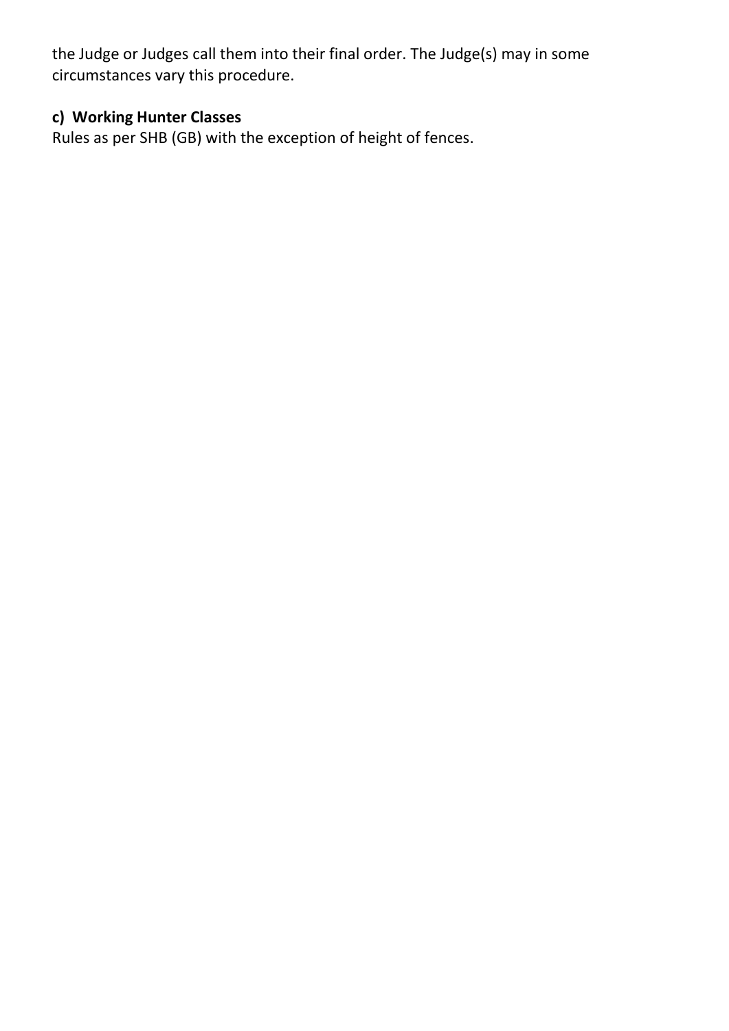the Judge or Judges call them into their final order. The Judge(s) may in some circumstances vary this procedure.

### c) Working Hunter Classes

Rules as per SHB (GB) with the exception of height of fences.